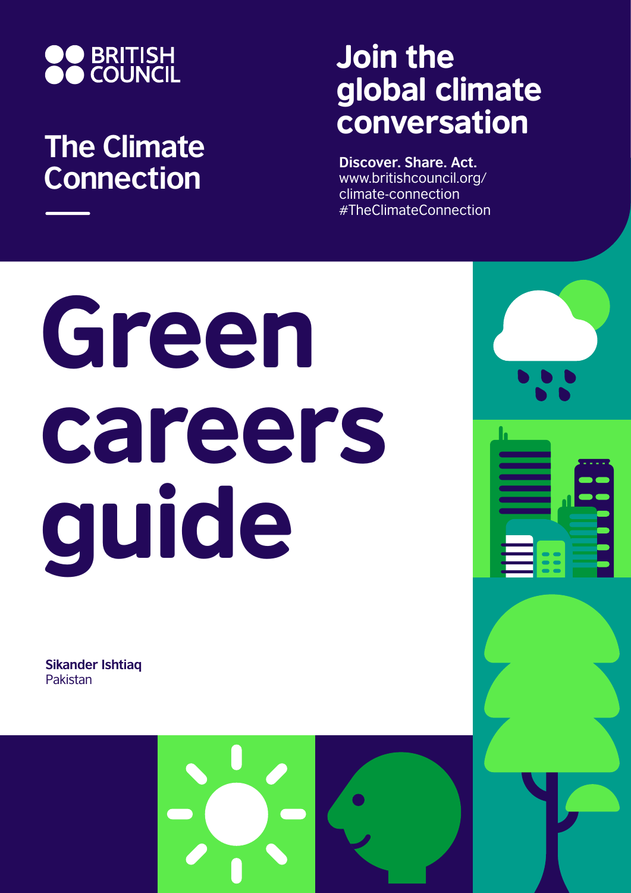BRITISH COUNCIL

## The Climate Connection

## Join the global climate conversation

**Discover. Share. Act.**
www.britishcouncil.org/climate-connection
#TheClimateConnection

# Green careers guide

**Sikander Ishtiaq**
Pakistan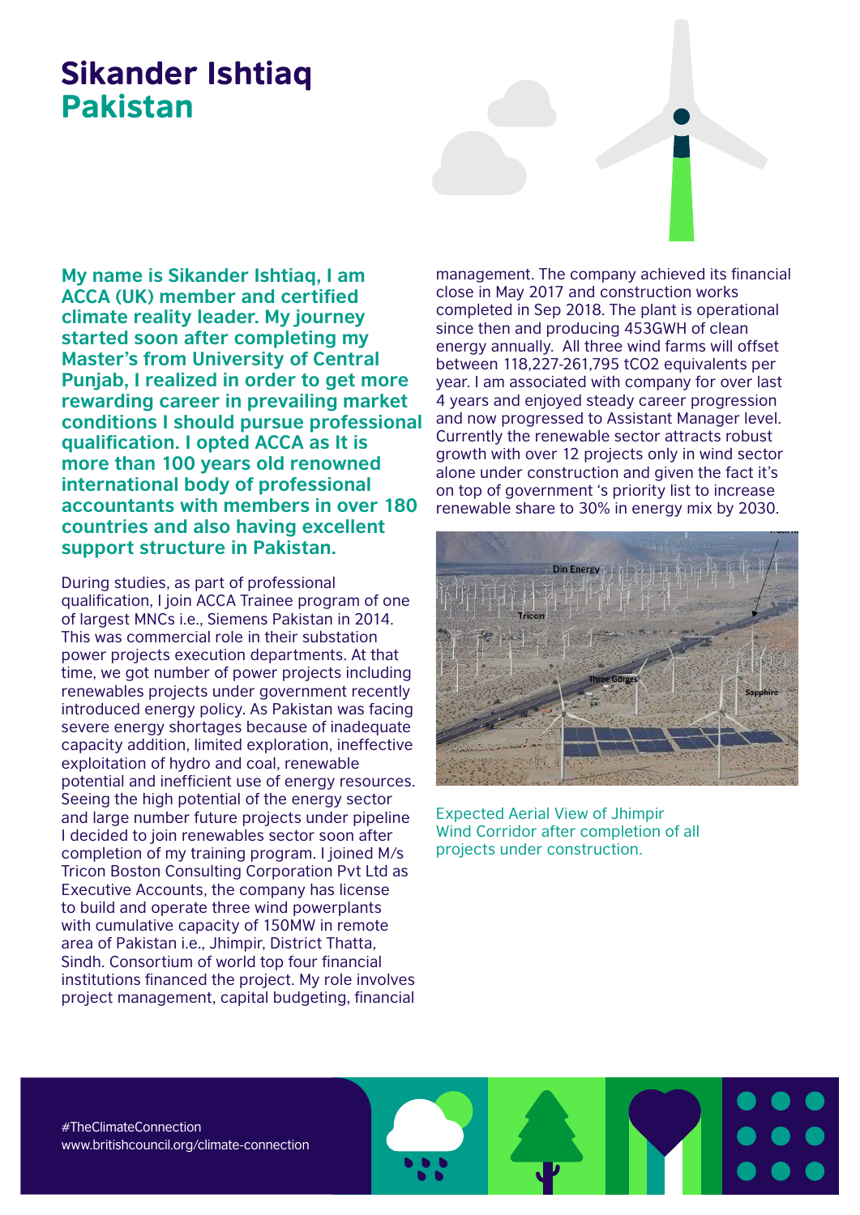# Sikander Ishtiaq
## Pakistan

**My name is Sikander Ishtiaq, I am ACCA (UK) member and certified climate reality leader. My journey started soon after completing my Master's from University of Central Punjab, I realized in order to get more rewarding career in prevailing market conditions I should pursue professional qualification. I opted ACCA as It is more than 100 years old renowned international body of professional accountants with members in over 180 countries and also having excellent support structure in Pakistan.**

During studies, as part of professional qualification, I join ACCA Trainee program of one of largest MNCs i.e., Siemens Pakistan in 2014. This was commercial role in their substation power projects execution departments. At that time, we got number of power projects including renewables projects under government recently introduced energy policy. As Pakistan was facing severe energy shortages because of inadequate capacity addition, limited exploration, ineffective exploitation of hydro and coal, renewable potential and inefficient use of energy resources. Seeing the high potential of the energy sector and large number future projects under pipeline I decided to join renewables sector soon after completion of my training program. I joined M/s Tricon Boston Consulting Corporation Pvt Ltd as Executive Accounts, the company has license to build and operate three wind powerplants with cumulative capacity of 150MW in remote area of Pakistan i.e., Jhimpir, District Thatta, Sindh. Consortium of world top four financial institutions financed the project. My role involves project management, capital budgeting, financial management. The company achieved its financial close in May 2017 and construction works completed in Sep 2018. The plant is operational since then and producing 453GWH of clean energy annually. All three wind farms will offset between 118,227-261,795 $tCO_2$ equivalents per year. I am associated with company for over last 4 years and enjoyed steady career progression and now progressed to Assistant Manager level. Currently the renewable sector attracts robust growth with over 12 projects only in wind sector alone under construction and given the fact it's on top of government 's priority list to increase renewable share to 30% in energy mix by 2030.

Expected Aerial View of Jhimpir Wind Corridor after completion of all projects under construction.

#TheClimateConnection
www.britishcouncil.org/climate-connection